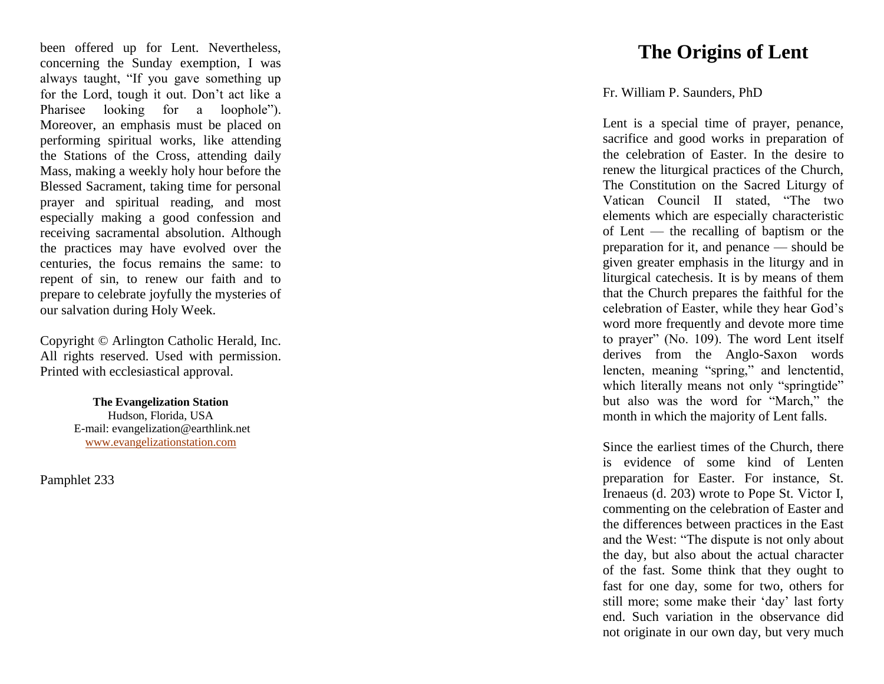been offered up for Lent. Nevertheless, concerning the Sunday exemption, I was always taught, "If you gave something up for the Lord, tough it out. Don't act like a Pharisee looking for a loophole"). Moreover, an emphasis must be placed on performing spiritual works, like attending the Stations of the Cross, attending daily Mass, making a weekly holy hour before the Blessed Sacrament, taking time for personal prayer and spiritual reading, and most especially making a good confession and receiving sacramental absolution. Although the practices may have evolved over the centuries, the focus remains the same: to repent of sin, to renew our faith and to prepare to celebrate joyfully the mysteries of our salvation during Holy Week.

Copyright © Arlington Catholic Herald, Inc. All rights reserved. Used with permission. Printed with ecclesiastical approval.

**The Evangelization Station**
Hudson, Florida, USA
E-mail: evangelization@earthlink.net
www.evangelizationstation.com

Pamphlet 233

# The Origins of Lent

Fr. William P. Saunders, PhD

Lent is a special time of prayer, penance, sacrifice and good works in preparation of the celebration of Easter. In the desire to renew the liturgical practices of the Church, The Constitution on the Sacred Liturgy of Vatican Council II stated, "The two elements which are especially characteristic of Lent — the recalling of baptism or the preparation for it, and penance — should be given greater emphasis in the liturgy and in liturgical catechesis. It is by means of them that the Church prepares the faithful for the celebration of Easter, while they hear God's word more frequently and devote more time to prayer" (No. 109). The word Lent itself derives from the Anglo-Saxon words lencten, meaning "spring," and lenctentid, which literally means not only "springtide" but also was the word for "March," the month in which the majority of Lent falls.

Since the earliest times of the Church, there is evidence of some kind of Lenten preparation for Easter. For instance, St. Irenaeus (d. 203) wrote to Pope St. Victor I, commenting on the celebration of Easter and the differences between practices in the East and the West: "The dispute is not only about the day, but also about the actual character of the fast. Some think that they ought to fast for one day, some for two, others for still more; some make their 'day' last forty end. Such variation in the observance did not originate in our own day, but very much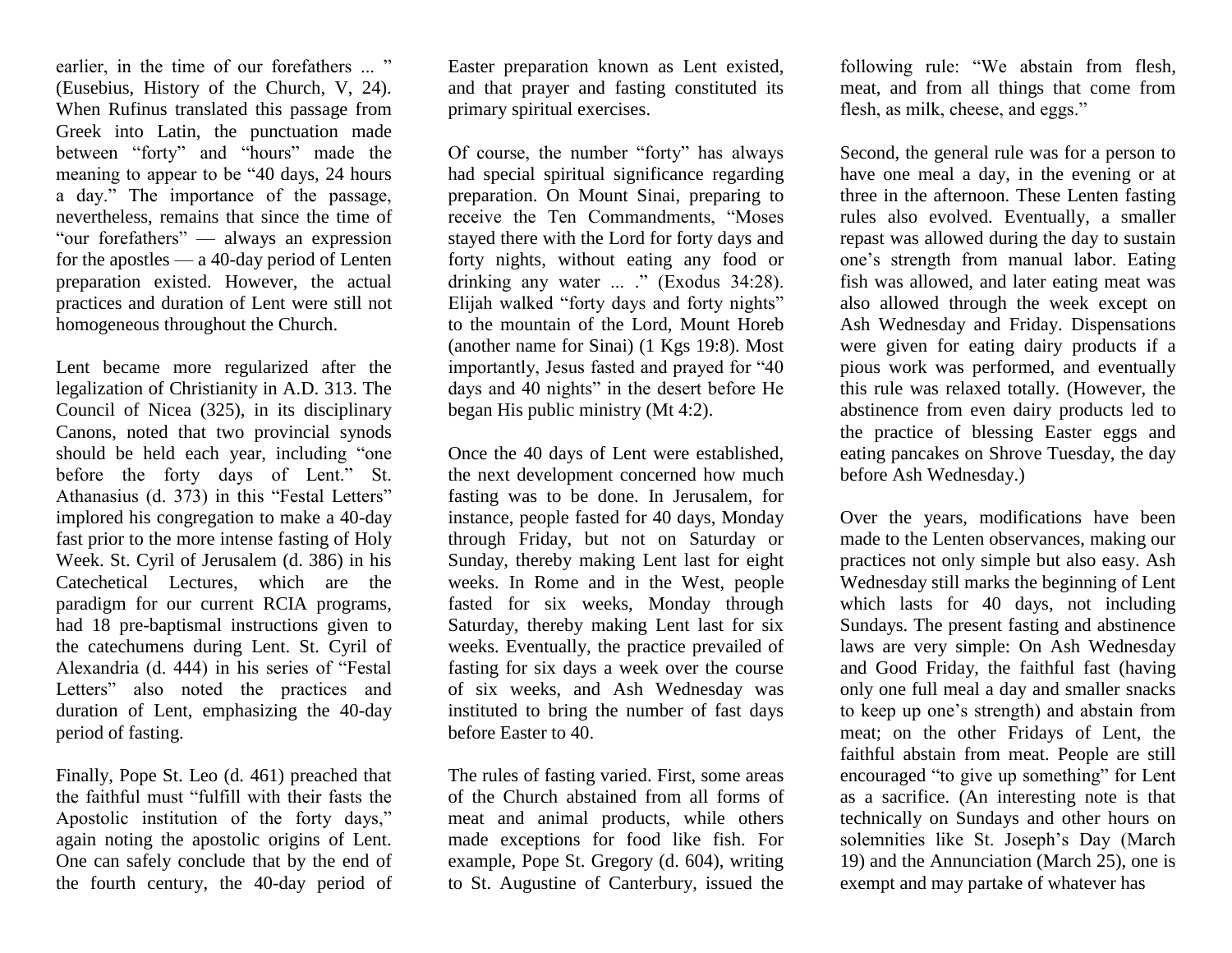earlier, in the time of our forefathers ... " (Eusebius, History of the Church, V, 24). When Rufinus translated this passage from Greek into Latin, the punctuation made between "forty" and "hours" made the meaning to appear to be "40 days, 24 hours a day." The importance of the passage, nevertheless, remains that since the time of "our forefathers" — always an expression for the apostles — a 40-day period of Lenten preparation existed. However, the actual practices and duration of Lent were still not homogeneous throughout the Church.

Lent became more regularized after the legalization of Christianity in A.D. 313. The Council of Nicea (325), in its disciplinary Canons, noted that two provincial synods should be held each year, including "one before the forty days of Lent." St. Athanasius (d. 373) in this "Festal Letters" implored his congregation to make a 40-day fast prior to the more intense fasting of Holy Week. St. Cyril of Jerusalem (d. 386) in his Catechetical Lectures, which are the paradigm for our current RCIA programs, had 18 pre-baptismal instructions given to the catechumens during Lent. St. Cyril of Alexandria (d. 444) in his series of "Festal Letters" also noted the practices and duration of Lent, emphasizing the 40-day period of fasting.

Finally, Pope St. Leo (d. 461) preached that the faithful must "fulfill with their fasts the Apostolic institution of the forty days," again noting the apostolic origins of Lent. One can safely conclude that by the end of the fourth century, the 40-day period of Easter preparation known as Lent existed, and that prayer and fasting constituted its primary spiritual exercises.

Of course, the number "forty" has always had special spiritual significance regarding preparation. On Mount Sinai, preparing to receive the Ten Commandments, "Moses stayed there with the Lord for forty days and forty nights, without eating any food or drinking any water ... ." (Exodus 34:28). Elijah walked "forty days and forty nights" to the mountain of the Lord, Mount Horeb (another name for Sinai) (1 Kgs 19:8). Most importantly, Jesus fasted and prayed for "40 days and 40 nights" in the desert before He began His public ministry (Mt 4:2).

Once the 40 days of Lent were established, the next development concerned how much fasting was to be done. In Jerusalem, for instance, people fasted for 40 days, Monday through Friday, but not on Saturday or Sunday, thereby making Lent last for eight weeks. In Rome and in the West, people fasted for six weeks, Monday through Saturday, thereby making Lent last for six weeks. Eventually, the practice prevailed of fasting for six days a week over the course of six weeks, and Ash Wednesday was instituted to bring the number of fast days before Easter to 40.

The rules of fasting varied. First, some areas of the Church abstained from all forms of meat and animal products, while others made exceptions for food like fish. For example, Pope St. Gregory (d. 604), writing to St. Augustine of Canterbury, issued the following rule: "We abstain from flesh, meat, and from all things that come from flesh, as milk, cheese, and eggs."

Second, the general rule was for a person to have one meal a day, in the evening or at three in the afternoon. These Lenten fasting rules also evolved. Eventually, a smaller repast was allowed during the day to sustain one's strength from manual labor. Eating fish was allowed, and later eating meat was also allowed through the week except on Ash Wednesday and Friday. Dispensations were given for eating dairy products if a pious work was performed, and eventually this rule was relaxed totally. (However, the abstinence from even dairy products led to the practice of blessing Easter eggs and eating pancakes on Shrove Tuesday, the day before Ash Wednesday.)

Over the years, modifications have been made to the Lenten observances, making our practices not only simple but also easy. Ash Wednesday still marks the beginning of Lent which lasts for 40 days, not including Sundays. The present fasting and abstinence laws are very simple: On Ash Wednesday and Good Friday, the faithful fast (having only one full meal a day and smaller snacks to keep up one's strength) and abstain from meat; on the other Fridays of Lent, the faithful abstain from meat. People are still encouraged "to give up something" for Lent as a sacrifice. (An interesting note is that technically on Sundays and other hours on solemnities like St. Joseph's Day (March 19) and the Annunciation (March 25), one is exempt and may partake of whatever has